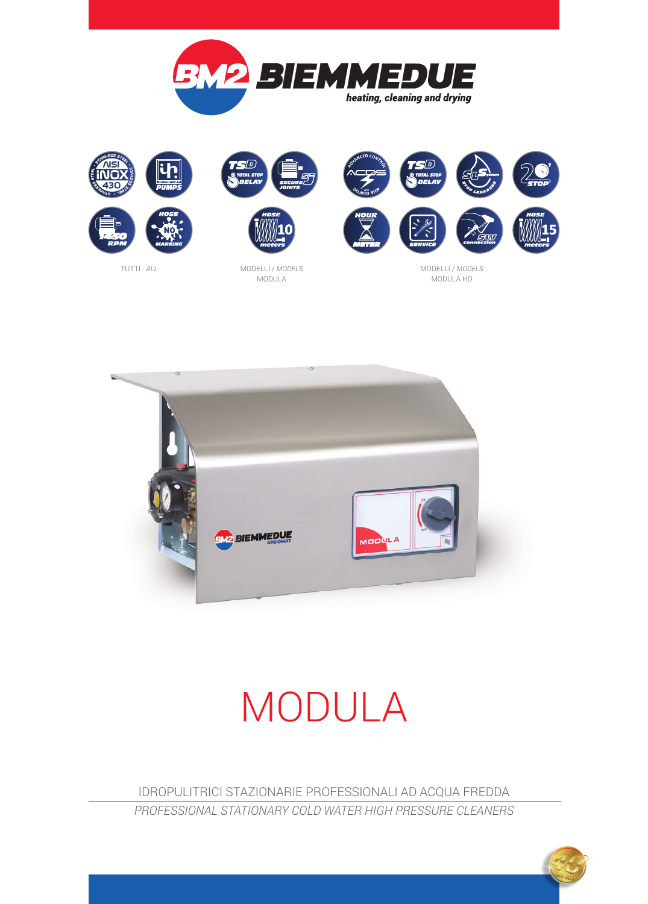BIEMMEDUE

heating, cleaning and drying

TUTTI - *ALL*

MODELLI / *MODELS*
MODULA

MODELLI / *MODELS*
MODULA HD

# MODULA

IDROPULITRICI STAZIONARIE PROFESSIONALI AD ACQUA FREDDA

*PROFESSIONAL STATIONARY COLD WATER HIGH PRESSURE CLEANERS*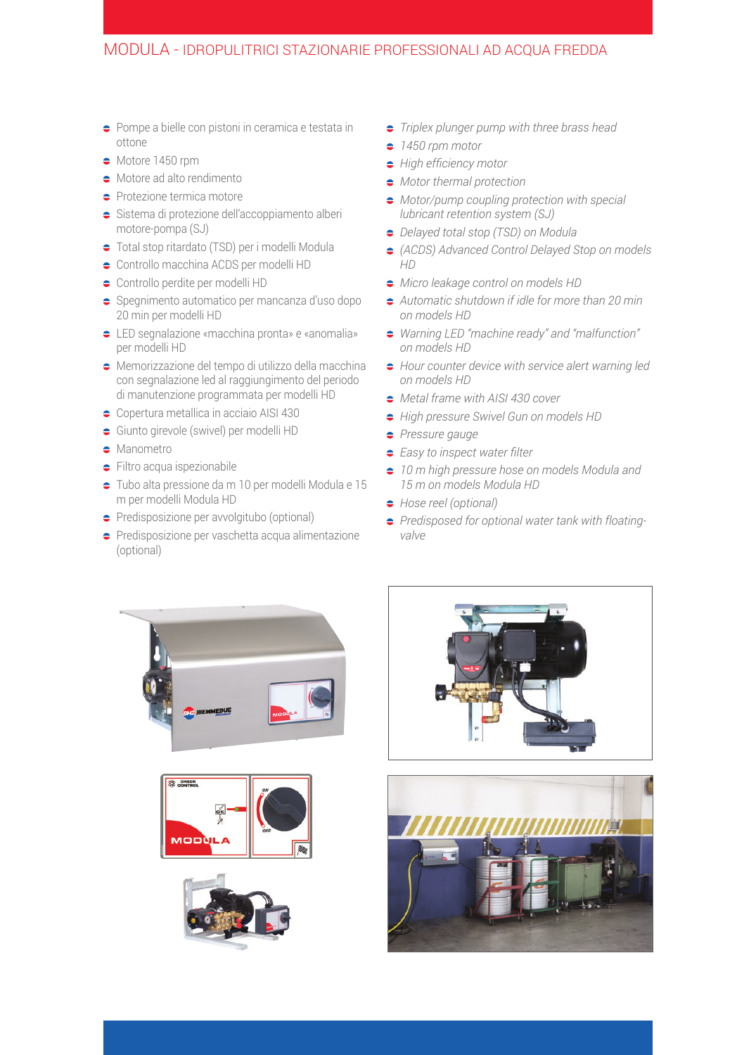# MODULA - IDROPULITRICI STAZIONARIE PROFESSIONALI AD ACQUA FREDDA

- Pompe a bielle con pistoni in ceramica e testata in ottone
- Motore 1450 rpm
- Motore ad alto rendimento
- Protezione termica motore
- Sistema di protezione dell'accoppiamento alberi motore-pompa (SJ)
- Total stop ritardato (TSD) per i modelli Modula
- Controllo macchina ACDS per modelli HD
- Controllo perdite per modelli HD
- Spegnimento automatico per mancanza d'uso dopo 20 min per modelli HD
- LED segnalazione «macchina pronta» e «anomalia» per modelli HD
- Memorizzazione del tempo di utilizzo della macchina con segnalazione led al raggiungimento del periodo di manutenzione programmata per modelli HD
- Copertura metallica in acciaio AISI 430
- Giunto girevole (swivel) per modelli HD
- Manometro
- Filtro acqua ispezionabile
- Tubo alta pressione da m 10 per modelli Modula e 15 m per modelli Modula HD
- Predisposizione per avvolgitubo (optional)
- Predisposizione per vaschetta acqua alimentazione (optional)

- *Triplex plunger pump with three brass head*
- *1450 rpm motor*
- *High efficiency motor*
- *Motor thermal protection*
- *Motor/pump coupling protection with special lubricant retention system (SJ)*
- *Delayed total stop (TSD) on Modula*
- *(ACDS) Advanced Control Delayed Stop on models HD*
- *Micro leakage control on models HD*
- *Automatic shutdown if idle for more than 20 min on models HD*
- *Warning LED "machine ready" and "malfunction" on models HD*
- *Hour counter device with service alert warning led on models HD*
- *Metal frame with AISI 430 cover*
- *High pressure Swivel Gun on models HD*
- *Pressure gauge*
- *Easy to inspect water filter*
- *10 m high pressure hose on models Modula and 15 m on models Modula HD*
- *Hose reel (optional)*
- *Predisposed for optional water tank with floating-valve*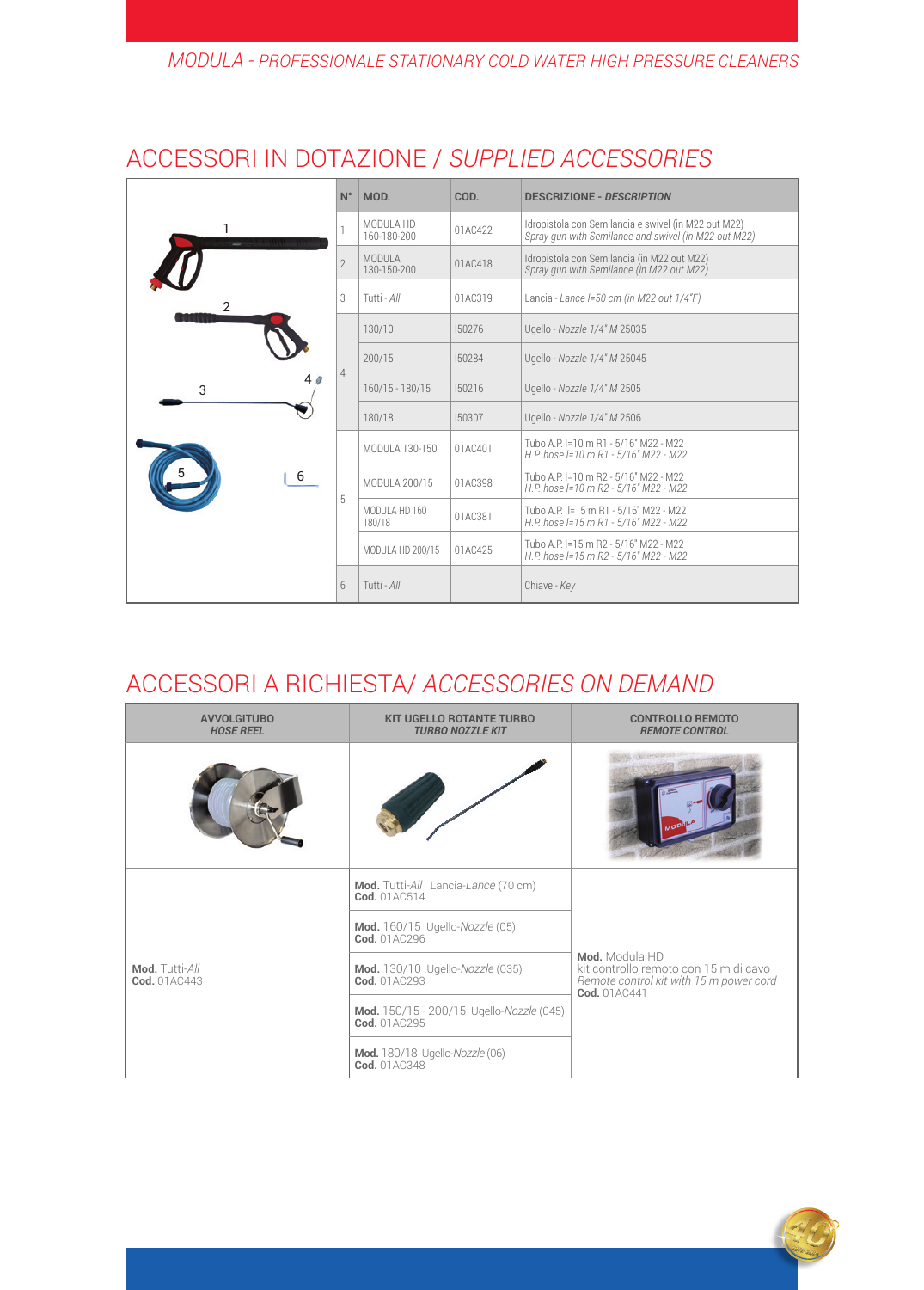*MODULA - PROFESSIONALE STATIONARY COLD WATER HIGH PRESSURE CLEANERS*

# ACCESSORI IN DOTAZIONE / *SUPPLIED ACCESSORIES*

| N° | MOD. | COD. | DESCRIZIONE - *DESCRIPTION* |
|---|---|---|---|
| 1 | MODULA HD 160-180-200 | 01AC422 | Idropistola con Semilancia e swivel (in M22 out M22) *Spray gun with Semilance and swivel (in M22 out M22)* |
| 2 | MODULA 130-150-200 | 01AC418 | Idropistola con Semilancia (in M22 out M22) *Spray gun with Semilance (in M22 out M22)* |
| 3 | Tutti - *All* | 01AC319 | Lancia - *Lance l=50 cm (in M22 out 1/4"F)* |
| 4 | 130/10 | I50276 | Ugello - *Nozzle 1/4" M* 25035 |
| | 200/15 | I50284 | Ugello - *Nozzle 1/4" M* 25045 |
| | 160/15 - 180/15 | I50216 | Ugello - *Nozzle 1/4" M* 2505 |
| | 180/18 | I50307 | Ugello - *Nozzle 1/4" M* 2506 |
| 5 | MODULA 130-150 | 01AC401 | Tubo A.P. l=10 m R1 - 5/16" M22 - M22 *H.P. hose l=10 m R1 - 5/16" M22 - M22* |
| | MODULA 200/15 | 01AC398 | Tubo A.P. l=10 m R2 - 5/16" M22 - M22 *H.P. hose l=10 m R2 - 5/16" M22 - M22* |
| | MODULA HD 160 180/18 | 01AC381 | Tubo A.P. l=15 m R1 - 5/16" M22 - M22 *H.P. hose l=15 m R1 - 5/16" M22 - M22* |
| | MODULA HD 200/15 | 01AC425 | Tubo A.P. l=15 m R2 - 5/16" M22 - M22 *H.P. hose l=15 m R2 - 5/16" M22 - M22* |
| 6 | Tutti - *All* | | Chiave - *Key* |

# ACCESSORI A RICHIESTA/ *ACCESSORIES ON DEMAND*

| AVVOLGITUBO *HOSE REEL* | KIT UGELLO ROTANTE TURBO *TURBO NOZZLE KIT* | CONTROLLO REMOTO *REMOTE CONTROL* |
|---|---|---|
| **Mod.** Tutti-*All* **Cod.** 01AC443 | **Mod.** Tutti-*All* Lancia-*Lance* (70 cm) **Cod.** 01AC514 | **Mod.** Modula HD kit controllo remoto con 15 m di cavo *Remote control kit with 15 m power cord* **Cod.** 01AC441 |
| | **Mod.** 160/15 Ugello-*Nozzle* (05) **Cod.** 01AC296 | |
| | **Mod.** 130/10 Ugello-*Nozzle* (035) **Cod.** 01AC293 | |
| | **Mod.** 150/15 - 200/15 Ugello-*Nozzle* (045) **Cod.** 01AC295 | |
| | **Mod.** 180/18 Ugello-*Nozzle* (06) **Cod.** 01AC348 | |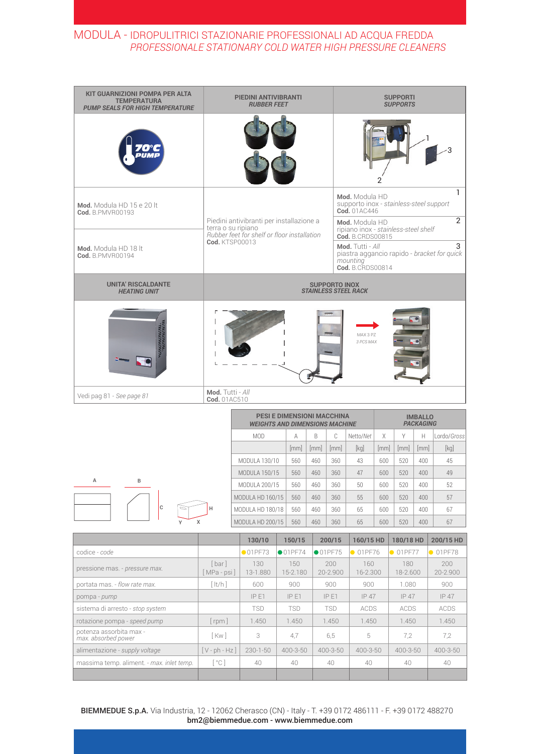# MODULA - IDROPULITRICI STAZIONARIE PROFESSIONALI AD ACQUA FREDDA
## *PROFESSIONALE STATIONARY COLD WATER HIGH PRESSURE CLEANERS*

| KIT GUARNIZIONI POMPA PER ALTA TEMPERATURA *PUMP SEALS FOR HIGH TEMPERATURE* | PIEDINI ANTIVIBRANTI *RUBBER FEET* | SUPPORTI *SUPPORTS* |
|---|---|---|
| 70°C PUMP | | 1, 2, 3 |
| **Mod.** Modula HD 15 e 20 lt **Cod.** B.PMVR00193 | Piedini antivibranti per installazione a terra o su ripiano *Rubber feet for shelf or floor installation* **Cod.** KTSP00013 | 1 **Mod.** Modula HD supporto inox - *stainless-steel support* **Cod.** 01AC446 |
| | | 2 **Mod.** Modula HD ripiano inox - *stainless-steel shelf* **Cod.** B.CRDS00815 |
| **Mod.** Modula HD 18 lt **Cod.** B.PMVR00194 | | 3 **Mod.** Tutti - *All* piastra aggancio rapido - *bracket for quick mounting* **Cod.** B.CRDS00814 |

| UNITA' RISCALDANTE *HEATING UNIT* | SUPPORTO INOX *STAINLESS STEEL RACK* |
|---|---|
| | MAX 3 PZ *3 PCS MAX* |
| Vedi pag 81 - *See page 81* | **Mod.** Tutti - *All* **Cod.** 01AC510 |

A B C H Y X

| PESI E DIMENSIONI MACCHINA *WEIGHTS AND DIMENSIONS MACHINE* | | | | | IMBALLO *PACKAGING* | | | |
|---|---|---|---|---|---|---|---|---|
| MOD | A | B | C | Netto/*Net* | X | Y | H | Lordo/*Gross* |
| | [mm] | [mm] | [mm] | [kg] | [mm] | [mm] | [mm] | [kg] |
| MODULA 130/10 | 560 | 460 | 360 | 43 | 600 | 520 | 400 | 45 |
| MODULA 150/15 | 560 | 460 | 360 | 47 | 600 | 520 | 400 | 49 |
| MODULA 200/15 | 560 | 460 | 360 | 50 | 600 | 520 | 400 | 52 |
| MODULA HD 160/15 | 560 | 460 | 360 | 55 | 600 | 520 | 400 | 57 |
| MODULA HD 180/18 | 560 | 460 | 360 | 65 | 600 | 520 | 400 | 67 |
| MODULA HD 200/15 | 560 | 460 | 360 | 65 | 600 | 520 | 400 | 67 |

| | | 130/10 | 150/15 | 200/15 | 160/15 HD | 180/18 HD | 200/15 HD |
|---|---|---|---|---|---|---|---|
| codice - *code* | | ●01PF73 | ●01PF74 | ●01PF75 | ● 01PF76 | ● 01PF77 | ● 01PF78 |
| pressione mas. - *pressure max.* | [ bar ] [ MPa - psi ] | 130 13-1.880 | 150 15-2.180 | 200 20-2.900 | 160 16-2.300 | 180 18-2.600 | 200 20-2.900 |
| portata mas. - *flow rate max.* | [ lt/h ] | 600 | 900 | 900 | 900 | 1.080 | 900 |
| pompa - *pump* | | IP E1 | IP E1 | IP E1 | IP 47 | IP 47 | IP 47 |
| sistema di arresto - *stop system* | | TSD | TSD | TSD | ACDS | ACDS | ACDS |
| rotazione pompa - *speed pump* | [ rpm ] | 1.450 | 1.450 | 1.450 | 1.450 | 1.450 | 1.450 |
| potenza assorbita max - *max. absorbed power* | [ Kw ] | 3 | 4,7 | 6,5 | 5 | 7,2 | 7,2 |
| alimentazione - *supply voltage* | [ V - ph - Hz ] | 230-1-50 | 400-3-50 | 400-3-50 | 400-3-50 | 400-3-50 | 400-3-50 |
| massima temp. aliment. - *max. inlet temp.* | [ °C ] | 40 | 40 | 40 | 40 | 40 | 40 |

**BIEMMEDUE S.p.A.** Via Industria, 12 - 12062 Cherasco (CN) - Italy - T. +39 0172 486111 - F. +39 0172 488270
**bm2@biemmedue.com - www.biemmedue.com**